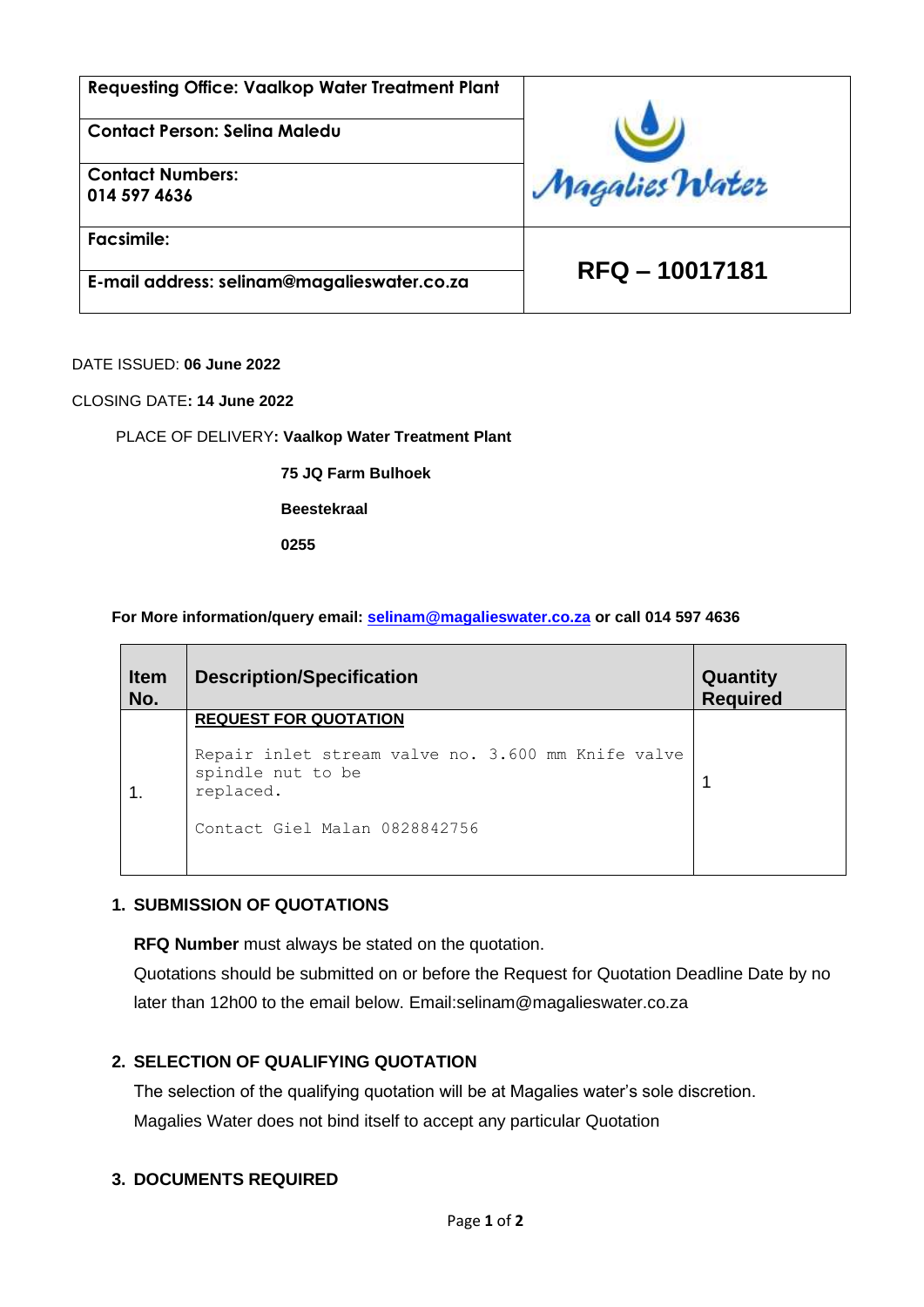| Requesting Office: Vaalkop Water Treatment Plant | Magalies Water |
| --- | --- |
| Contact Person: Selina Maledu | |
| Contact Numbers: 014 597 4636 | |
| Facsimile: | **RFQ – 10017181** |
| E-mail address: selinam@magalieswater.co.za | |

DATE ISSUED: **06 June 2022**

CLOSING DATE**: 14 June 2022**

PLACE OF DELIVERY**: Vaalkop Water Treatment Plant**

**75 JQ Farm Bulhoek**

**Beestekraal**

**0255**

**For More information/query email: selinam@magalieswater.co.za or call 014 597 4636**

| Item No. | Description/Specification | Quantity Required |
| --- | --- | --- |
| 1. | **REQUEST FOR QUOTATION**<br><br>Repair inlet stream valve no. 3.600 mm Knife valve spindle nut to be replaced.<br><br>Contact Giel Malan 0828842756 | 1 |

## 1. SUBMISSION OF QUOTATIONS

**RFQ Number** must always be stated on the quotation.

Quotations should be submitted on or before the Request for Quotation Deadline Date by no later than 12h00 to the email below. Email:selinam@magalieswater.co.za

## 2. SELECTION OF QUALIFYING QUOTATION

The selection of the qualifying quotation will be at Magalies water's sole discretion. Magalies Water does not bind itself to accept any particular Quotation

## 3. DOCUMENTS REQUIRED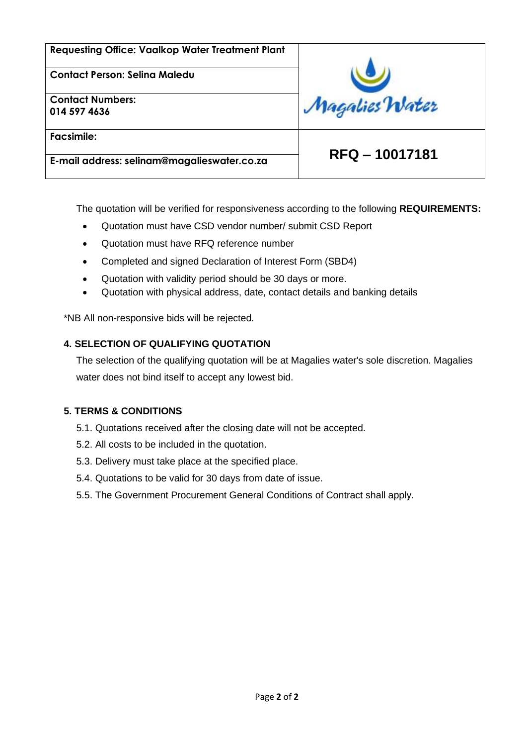| | |
|---|---|
| **Requesting Office: Vaalkop Water Treatment Plant** | Magalies Water |
| **Contact Person: Selina Maledu** | |
| **Contact Numbers:** **014 597 4636** | |
| **Facsimile:** | **RFQ – 10017181** |
| **E-mail address: selinam@magalieswater.co.za** | |

The quotation will be verified for responsiveness according to the following **REQUIREMENTS:**

- Quotation must have CSD vendor number/ submit CSD Report
- Quotation must have RFQ reference number
- Completed and signed Declaration of Interest Form (SBD4)
- Quotation with validity period should be 30 days or more.
- Quotation with physical address, date, contact details and banking details

*NB All non-responsive bids will be rejected.

## 4. SELECTION OF QUALIFYING QUOTATION

The selection of the qualifying quotation will be at Magalies water's sole discretion. Magalies water does not bind itself to accept any lowest bid.

## 5. TERMS & CONDITIONS

5.1. Quotations received after the closing date will not be accepted.

5.2. All costs to be included in the quotation.

5.3. Delivery must take place at the specified place.

5.4. Quotations to be valid for 30 days from date of issue.

5.5. The Government Procurement General Conditions of Contract shall apply.